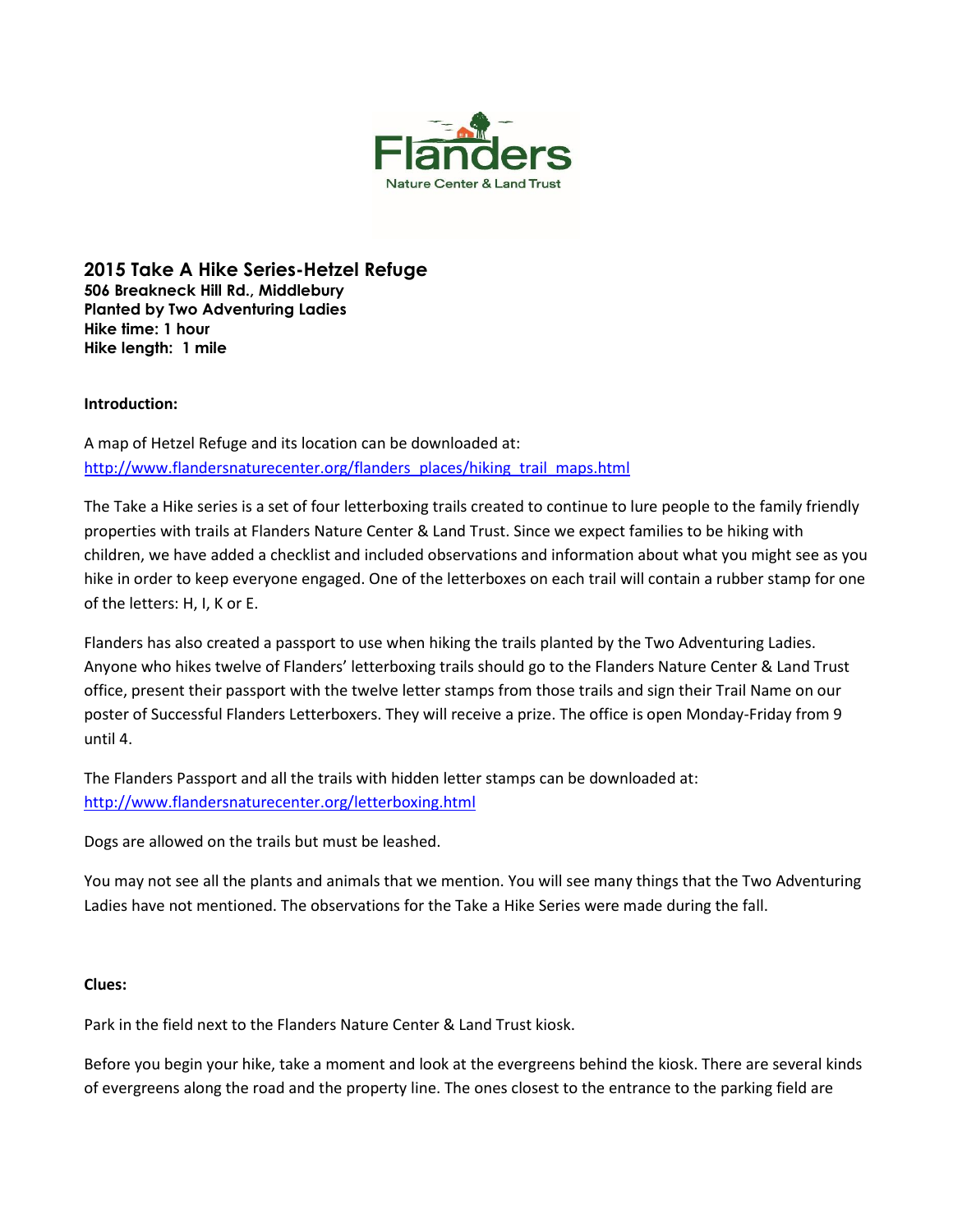Flanders
Nature Center & Land Trust

# 2015 Take A Hike Series-Hetzel Refuge

**506 Breakneck Hill Rd., Middlebury**
**Planted by Two Adventuring Ladies**
**Hike time: 1 hour**
**Hike length: 1 mile**

**Introduction:**

A map of Hetzel Refuge and its location can be downloaded at:
http://www.flandersnaturecenter.org/flanders_places/hiking_trail_maps.html

The Take a Hike series is a set of four letterboxing trails created to continue to lure people to the family friendly properties with trails at Flanders Nature Center & Land Trust. Since we expect families to be hiking with children, we have added a checklist and included observations and information about what you might see as you hike in order to keep everyone engaged. One of the letterboxes on each trail will contain a rubber stamp for one of the letters: H, I, K or E.

Flanders has also created a passport to use when hiking the trails planted by the Two Adventuring Ladies. Anyone who hikes twelve of Flanders' letterboxing trails should go to the Flanders Nature Center & Land Trust office, present their passport with the twelve letter stamps from those trails and sign their Trail Name on our poster of Successful Flanders Letterboxers. They will receive a prize. The office is open Monday-Friday from 9 until 4.

The Flanders Passport and all the trails with hidden letter stamps can be downloaded at:
http://www.flandersnaturecenter.org/letterboxing.html

Dogs are allowed on the trails but must be leashed.

You may not see all the plants and animals that we mention. You will see many things that the Two Adventuring Ladies have not mentioned. The observations for the Take a Hike Series were made during the fall.

**Clues:**

Park in the field next to the Flanders Nature Center & Land Trust kiosk.

Before you begin your hike, take a moment and look at the evergreens behind the kiosk. There are several kinds of evergreens along the road and the property line. The ones closest to the entrance to the parking field are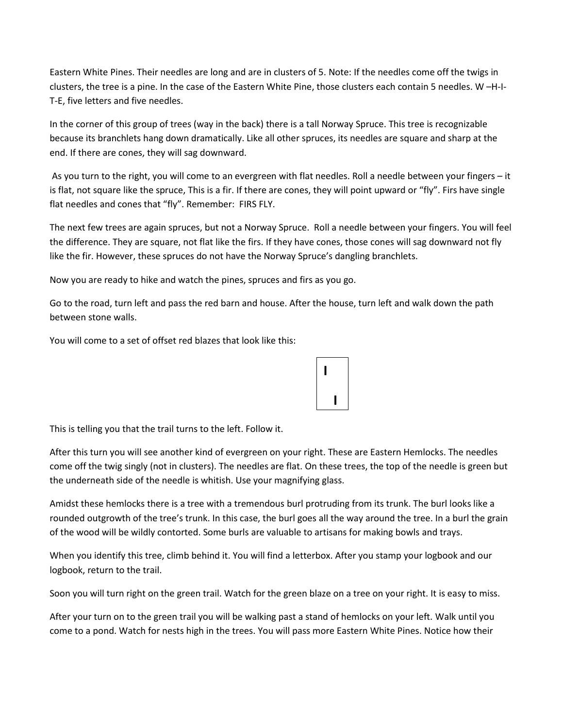Eastern White Pines. Their needles are long and are in clusters of 5. Note: If the needles come off the twigs in clusters, the tree is a pine. In the case of the Eastern White Pine, those clusters each contain 5 needles. W –H-I-T-E, five letters and five needles.

In the corner of this group of trees (way in the back) there is a tall Norway Spruce. This tree is recognizable because its branchlets hang down dramatically. Like all other spruces, its needles are square and sharp at the end. If there are cones, they will sag downward.

As you turn to the right, you will come to an evergreen with flat needles. Roll a needle between your fingers – it is flat, not square like the spruce, This is a fir. If there are cones, they will point upward or "fly". Firs have single flat needles and cones that "fly". Remember: FIRS FLY.

The next few trees are again spruces, but not a Norway Spruce. Roll a needle between your fingers. You will feel the difference. They are square, not flat like the firs. If they have cones, those cones will sag downward not fly like the fir. However, these spruces do not have the Norway Spruce's dangling branchlets.

Now you are ready to hike and watch the pines, spruces and firs as you go.

Go to the road, turn left and pass the red barn and house. After the house, turn left and walk down the path between stone walls.

You will come to a set of offset red blazes that look like this:

```
| I   |
|     |
|   I |
```

This is telling you that the trail turns to the left. Follow it.

After this turn you will see another kind of evergreen on your right. These are Eastern Hemlocks. The needles come off the twig singly (not in clusters). The needles are flat. On these trees, the top of the needle is green but the underneath side of the needle is whitish. Use your magnifying glass.

Amidst these hemlocks there is a tree with a tremendous burl protruding from its trunk. The burl looks like a rounded outgrowth of the tree's trunk. In this case, the burl goes all the way around the tree. In a burl the grain of the wood will be wildly contorted. Some burls are valuable to artisans for making bowls and trays.

When you identify this tree, climb behind it. You will find a letterbox. After you stamp your logbook and our logbook, return to the trail.

Soon you will turn right on the green trail. Watch for the green blaze on a tree on your right. It is easy to miss.

After your turn on to the green trail you will be walking past a stand of hemlocks on your left. Walk until you come to a pond. Watch for nests high in the trees. You will pass more Eastern White Pines. Notice how their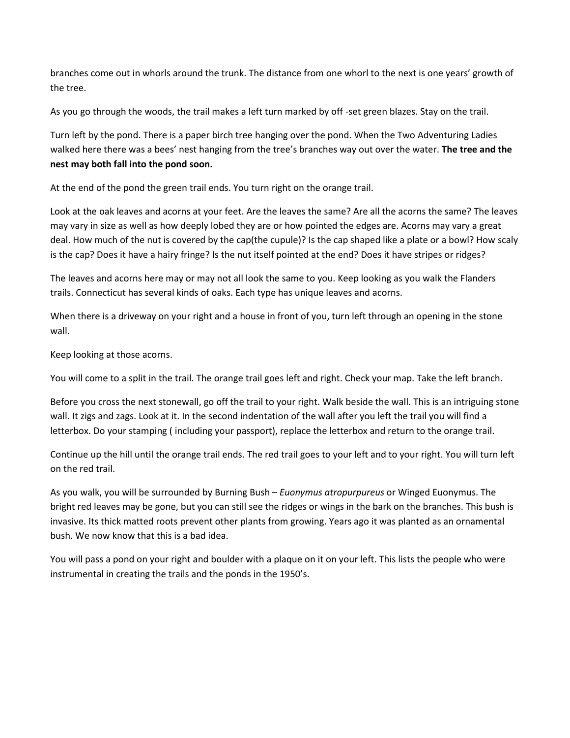branches come out in whorls around the trunk. The distance from one whorl to the next is one years' growth of the tree.

As you go through the woods, the trail makes a left turn marked by off -set green blazes. Stay on the trail.

Turn left by the pond. There is a paper birch tree hanging over the pond. When the Two Adventuring Ladies walked here there was a bees' nest hanging from the tree's branches way out over the water. **The tree and the nest may both fall into the pond soon.**

At the end of the pond the green trail ends. You turn right on the orange trail.

Look at the oak leaves and acorns at your feet. Are the leaves the same? Are all the acorns the same? The leaves may vary in size as well as how deeply lobed they are or how pointed the edges are. Acorns may vary a great deal. How much of the nut is covered by the cap(the cupule)? Is the cap shaped like a plate or a bowl? How scaly is the cap? Does it have a hairy fringe? Is the nut itself pointed at the end? Does it have stripes or ridges?

The leaves and acorns here may or may not all look the same to you. Keep looking as you walk the Flanders trails. Connecticut has several kinds of oaks. Each type has unique leaves and acorns.

When there is a driveway on your right and a house in front of you, turn left through an opening in the stone wall.

Keep looking at those acorns.

You will come to a split in the trail. The orange trail goes left and right. Check your map. Take the left branch.

Before you cross the next stonewall, go off the trail to your right. Walk beside the wall. This is an intriguing stone wall. It zigs and zags. Look at it. In the second indentation of the wall after you left the trail you will find a letterbox. Do your stamping ( including your passport), replace the letterbox and return to the orange trail.

Continue up the hill until the orange trail ends. The red trail goes to your left and to your right. You will turn left on the red trail.

As you walk, you will be surrounded by Burning Bush – *Euonymus atropurpureus* or Winged Euonymus. The bright red leaves may be gone, but you can still see the ridges or wings in the bark on the branches. This bush is invasive. Its thick matted roots prevent other plants from growing. Years ago it was planted as an ornamental bush. We now know that this is a bad idea.

You will pass a pond on your right and boulder with a plaque on it on your left. This lists the people who were instrumental in creating the trails and the ponds in the 1950's.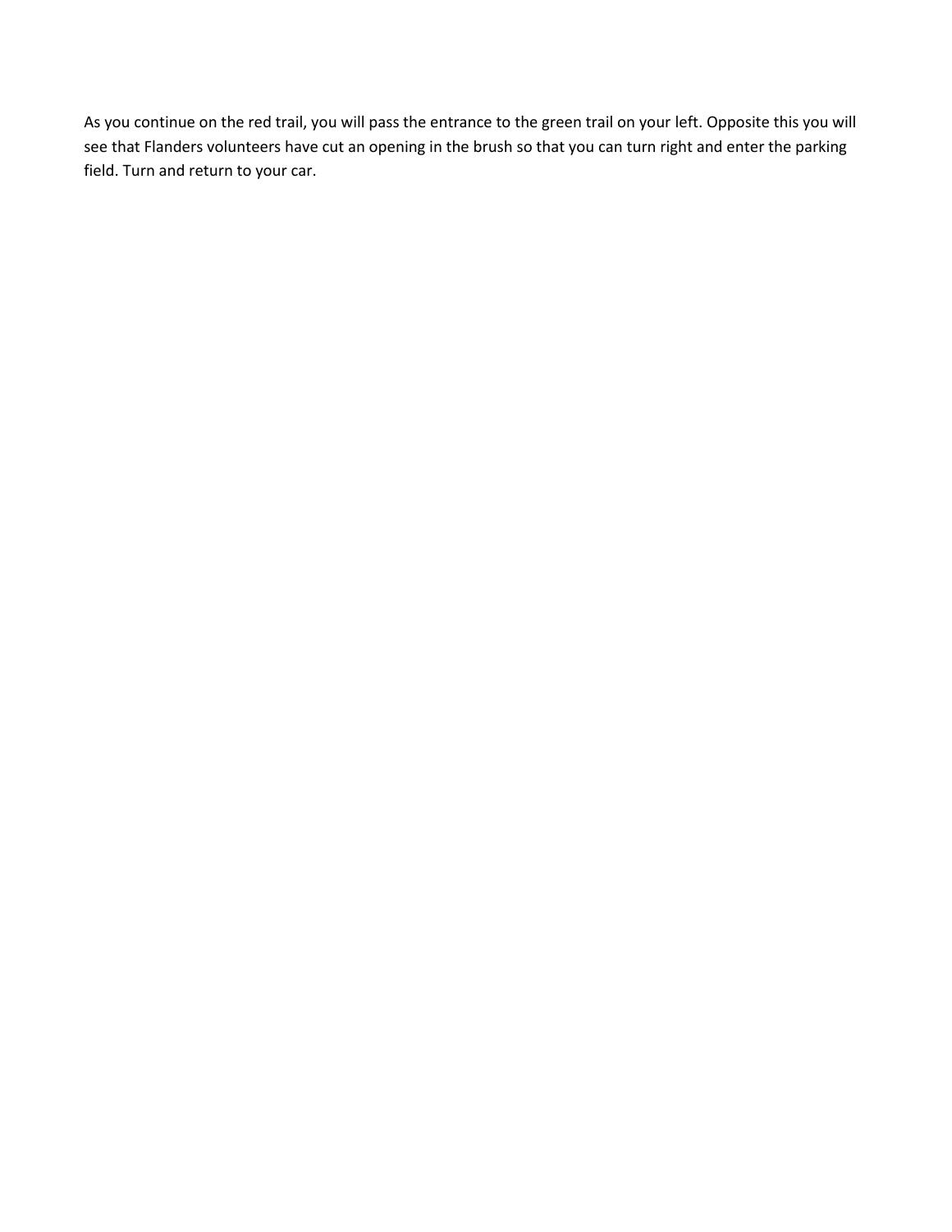As you continue on the red trail, you will pass the entrance to the green trail on your left. Opposite this you will see that Flanders volunteers have cut an opening in the brush so that you can turn right and enter the parking field. Turn and return to your car.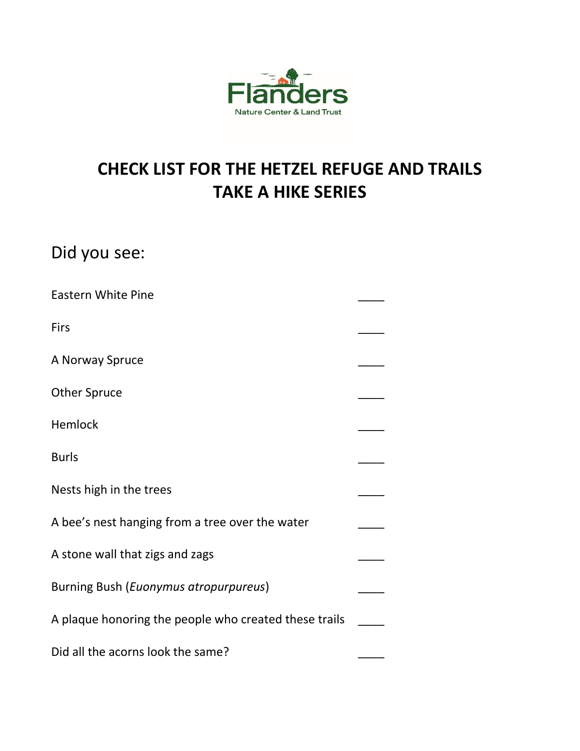Flanders

Nature Center & Land Trust

# CHECK LIST FOR THE HETZEL REFUGE AND TRAILS
# TAKE A HIKE SERIES

Did you see:

Eastern White Pine ____

Firs ____

A Norway Spruce ____

Other Spruce ____

Hemlock ____

Burls ____

Nests high in the trees ____

A bee's nest hanging from a tree over the water ____

A stone wall that zigs and zags ____

Burning Bush (*Euonymus atropurpureus*) ____

A plaque honoring the people who created these trails ____

Did all the acorns look the same? ____